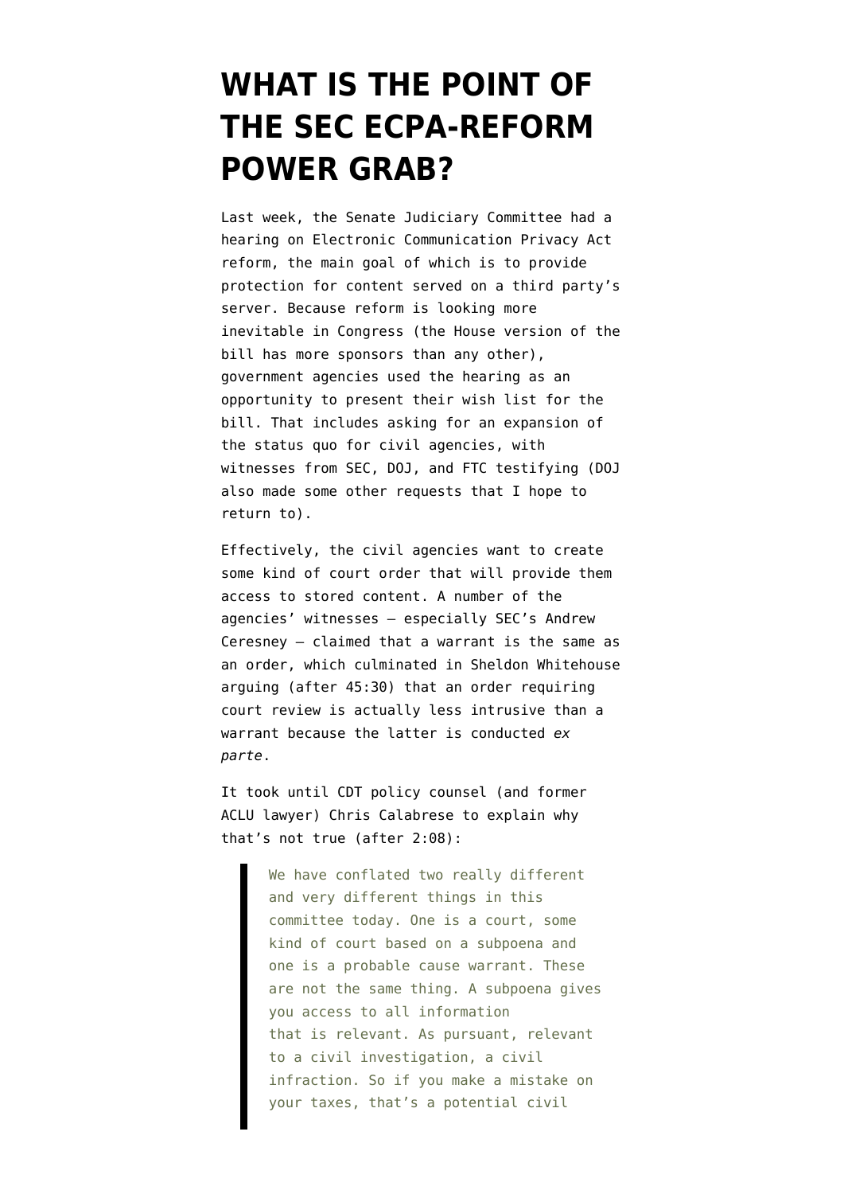# WHAT IS THE POINT OF THE SEC ECPA-REFORM POWER GRAB?

Last week, the Senate Judiciary Committee had a hearing on Electronic Communication Privacy Act reform, the main goal of which is to provide protection for content served on a third party's server. Because reform is looking more inevitable in Congress (the House version of the bill has more sponsors than any other), government agencies used the hearing as an opportunity to present their wish list for the bill. That includes asking for an expansion of the status quo for civil agencies, with witnesses from SEC, DOJ, and FTC testifying (DOJ also made some other requests that I hope to return to).

Effectively, the civil agencies want to create some kind of court order that will provide them access to stored content. A number of the agencies' witnesses — especially SEC's Andrew Ceresney — claimed that a warrant is the same as an order, which culminated in Sheldon Whitehouse arguing (after 45:30) that an order requiring court review is actually less intrusive than a warrant because the latter is conducted *ex parte*.

It took until CDT policy counsel (and former ACLU lawyer) Chris Calabrese to explain why that's not true (after 2:08):

> We have conflated two really different and very different things in this committee today. One is a court, some kind of court based on a subpoena and one is a probable cause warrant. These are not the same thing. A subpoena gives you access to all information that is relevant. As pursuant, relevant to a civil investigation, a civil infraction. So if you make a mistake on your taxes, that's a potential civil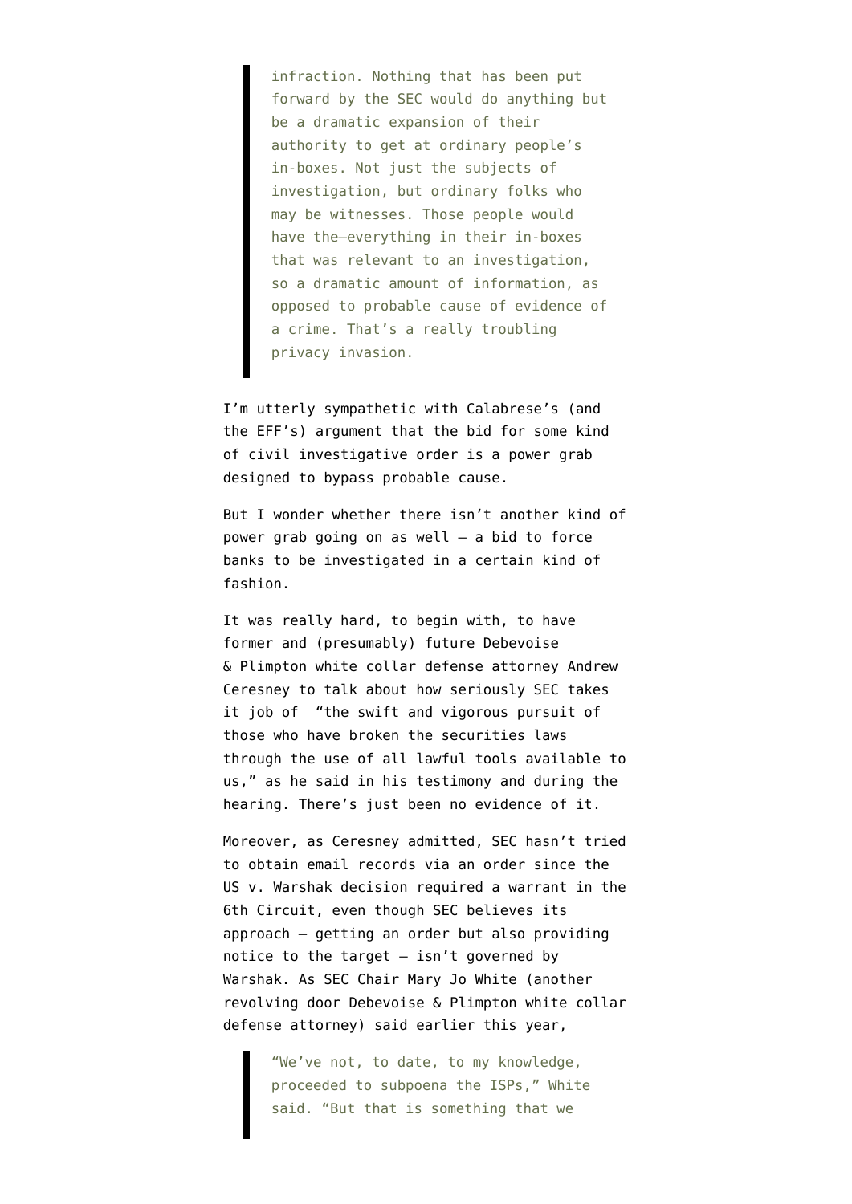> infraction. Nothing that has been put forward by the SEC would do anything but be a dramatic expansion of their authority to get at ordinary people's in-boxes. Not just the subjects of investigation, but ordinary folks who may be witnesses. Those people would have the—everything in their in-boxes that was relevant to an investigation, so a dramatic amount of information, as opposed to probable cause of evidence of a crime. That's a really troubling privacy invasion.

I'm utterly sympathetic with Calabrese's (and the EFF's) argument that the bid for some kind of civil investigative order is a power grab designed to bypass probable cause.

But I wonder whether there isn't another kind of power grab going on as well — a bid to force banks to be investigated in a certain kind of fashion.

It was really hard, to begin with, to have former and (presumably) future Debevoise & Plimpton white collar defense attorney Andrew Ceresney to talk about how seriously SEC takes it job of "the swift and vigorous pursuit of those who have broken the securities laws through the use of all lawful tools available to us," as he said in his testimony and during the hearing. There's just been no evidence of it.

Moreover, as Ceresney admitted, SEC hasn't tried to obtain email records via an order since the US v. Warshak decision required a warrant in the 6th Circuit, even though SEC believes its approach — getting an order but also providing notice to the target — isn't governed by Warshak. As SEC Chair Mary Jo White (another revolving door Debevoise & Plimpton white collar defense attorney) said earlier this year,

> "We've not, to date, to my knowledge, proceeded to subpoena the ISPs," White said. "But that is something that we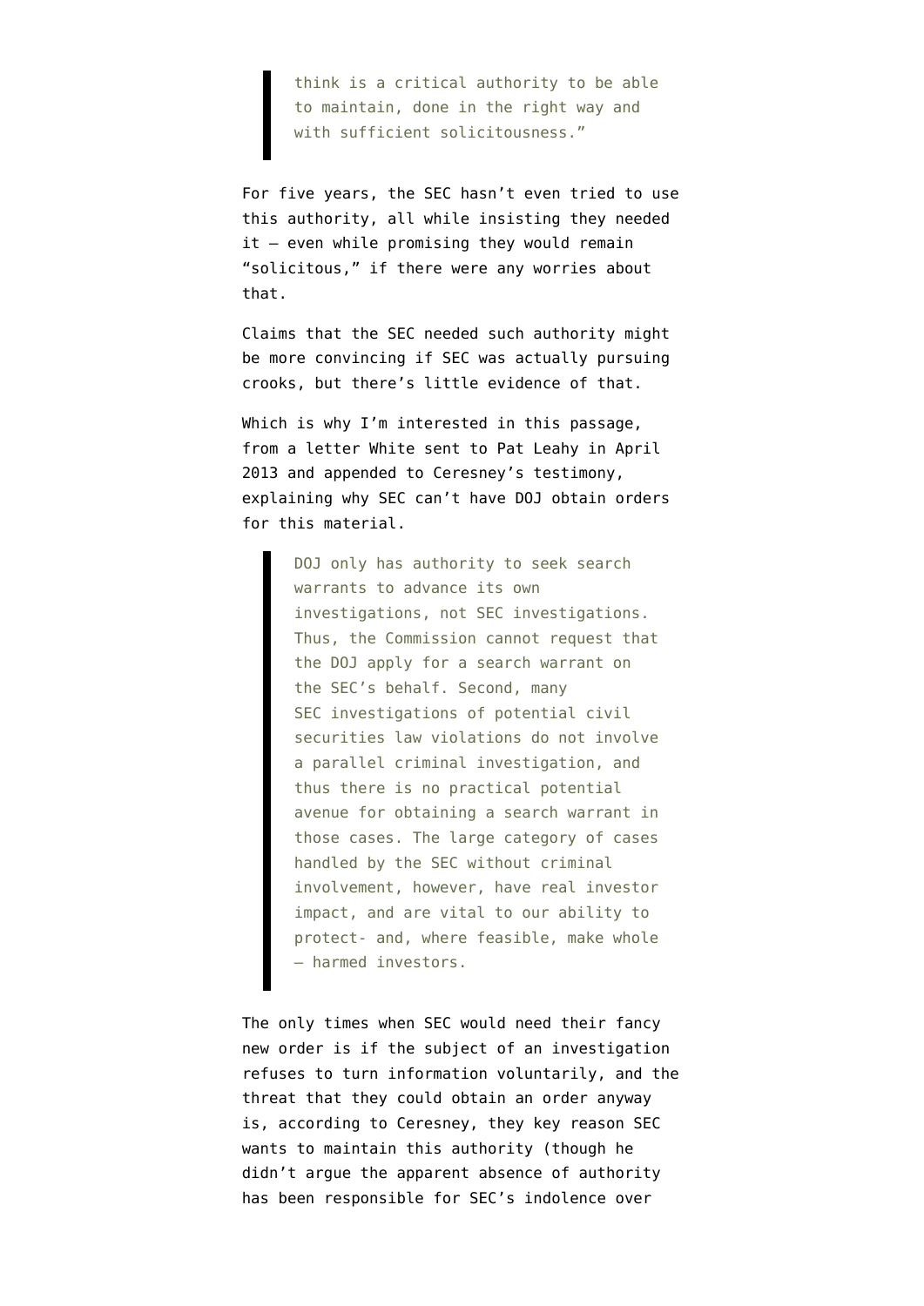> think is a critical authority to be able to maintain, done in the right way and with sufficient solicitousness."

For five years, the SEC hasn't even tried to use this authority, all while insisting they needed it — even while promising they would remain "solicitous," if there were any worries about that.

Claims that the SEC needed such authority might be more convincing if SEC was actually pursuing crooks, but there's little evidence of that.

Which is why I'm interested in this passage, from a letter White sent to Pat Leahy in April 2013 and appended to Ceresney's testimony, explaining why SEC can't have DOJ obtain orders for this material.

> DOJ only has authority to seek search warrants to advance its own investigations, not SEC investigations. Thus, the Commission cannot request that the DOJ apply for a search warrant on the SEC's behalf. Second, many SEC investigations of potential civil securities law violations do not involve a parallel criminal investigation, and thus there is no practical potential avenue for obtaining a search warrant in those cases. The large category of cases handled by the SEC without criminal involvement, however, have real investor impact, and are vital to our ability to protect- and, where feasible, make whole – harmed investors.

The only times when SEC would need their fancy new order is if the subject of an investigation refuses to turn information voluntarily, and the threat that they could obtain an order anyway is, according to Ceresney, they key reason SEC wants to maintain this authority (though he didn't argue the apparent absence of authority has been responsible for SEC's indolence over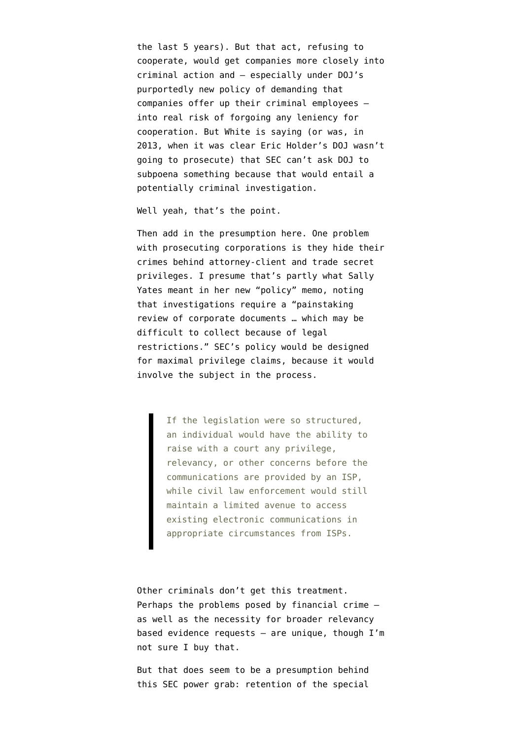the last 5 years). But that act, refusing to cooperate, would get companies more closely into criminal action and — especially under DOJ's purportedly new policy of demanding that companies offer up their criminal employees — into real risk of forgoing any leniency for cooperation. But White is saying (or was, in 2013, when it was clear Eric Holder's DOJ wasn't going to prosecute) that SEC can't ask DOJ to subpoena something because that would entail a potentially criminal investigation.

Well yeah, that's the point.

Then add in the presumption here. One problem with prosecuting corporations is they hide their crimes behind attorney-client and trade secret privileges. I presume that's partly what Sally Yates meant in her new "policy" memo, noting that investigations require a "painstaking review of corporate documents … which may be difficult to collect because of legal restrictions." SEC's policy would be designed for maximal privilege claims, because it would involve the subject in the process.

> If the legislation were so structured, an individual would have the ability to raise with a court any privilege, relevancy, or other concerns before the communications are provided by an ISP, while civil law enforcement would still maintain a limited avenue to access existing electronic communications in appropriate circumstances from ISPs.

Other criminals don't get this treatment. Perhaps the problems posed by financial crime — as well as the necessity for broader relevancy based evidence requests — are unique, though I'm not sure I buy that.

But that does seem to be a presumption behind this SEC power grab: retention of the special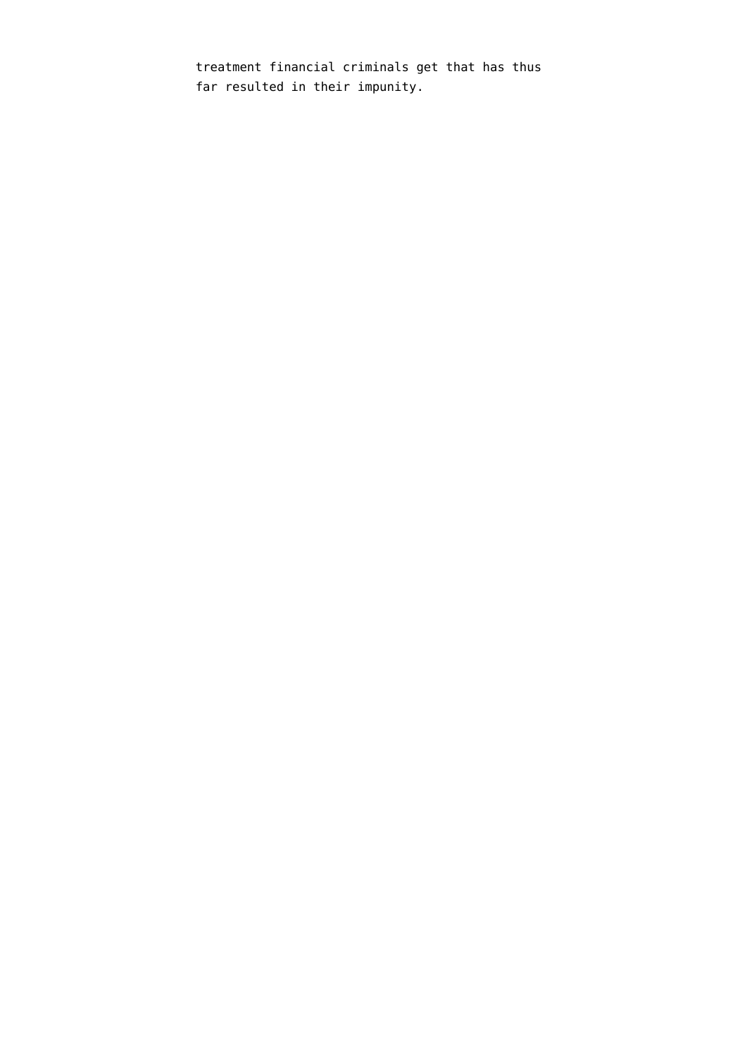treatment financial criminals get that has thus far resulted in their impunity.